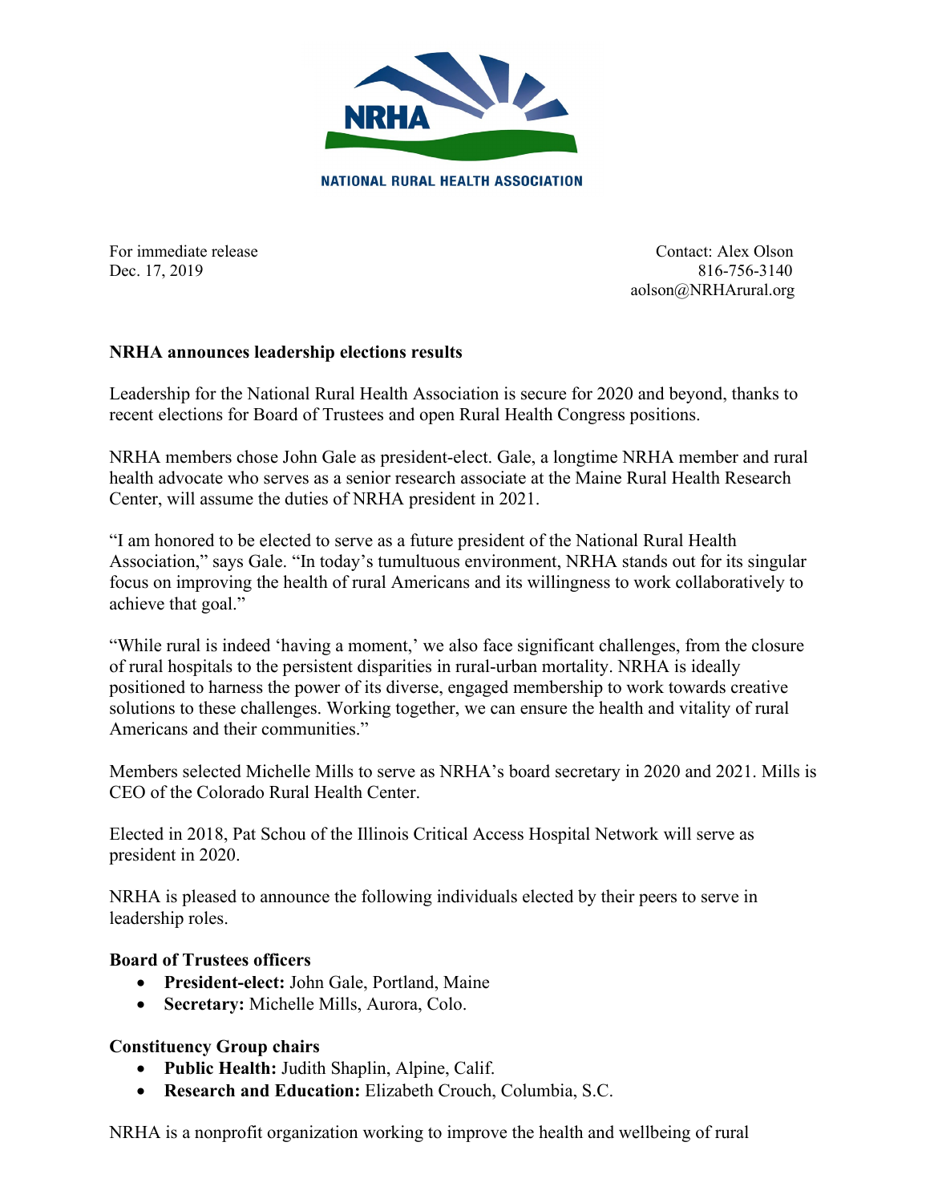NRHA

NATIONAL RURAL HEALTH ASSOCIATION

For immediate release
Dec. 17, 2019

Contact: Alex Olson
816-756-3140
aolson@NRHArural.org

**NRHA announces leadership elections results**

Leadership for the National Rural Health Association is secure for 2020 and beyond, thanks to recent elections for Board of Trustees and open Rural Health Congress positions.

NRHA members chose John Gale as president-elect. Gale, a longtime NRHA member and rural health advocate who serves as a senior research associate at the Maine Rural Health Research Center, will assume the duties of NRHA president in 2021.

"I am honored to be elected to serve as a future president of the National Rural Health Association," says Gale. "In today's tumultuous environment, NRHA stands out for its singular focus on improving the health of rural Americans and its willingness to work collaboratively to achieve that goal."

"While rural is indeed 'having a moment,' we also face significant challenges, from the closure of rural hospitals to the persistent disparities in rural-urban mortality. NRHA is ideally positioned to harness the power of its diverse, engaged membership to work towards creative solutions to these challenges. Working together, we can ensure the health and vitality of rural Americans and their communities."

Members selected Michelle Mills to serve as NRHA's board secretary in 2020 and 2021. Mills is CEO of the Colorado Rural Health Center.

Elected in 2018, Pat Schou of the Illinois Critical Access Hospital Network will serve as president in 2020.

NRHA is pleased to announce the following individuals elected by their peers to serve in leadership roles.

**Board of Trustees officers**

- **President-elect:** John Gale, Portland, Maine
- **Secretary:** Michelle Mills, Aurora, Colo.

**Constituency Group chairs**

- **Public Health:** Judith Shaplin, Alpine, Calif.
- **Research and Education:** Elizabeth Crouch, Columbia, S.C.

NRHA is a nonprofit organization working to improve the health and wellbeing of rural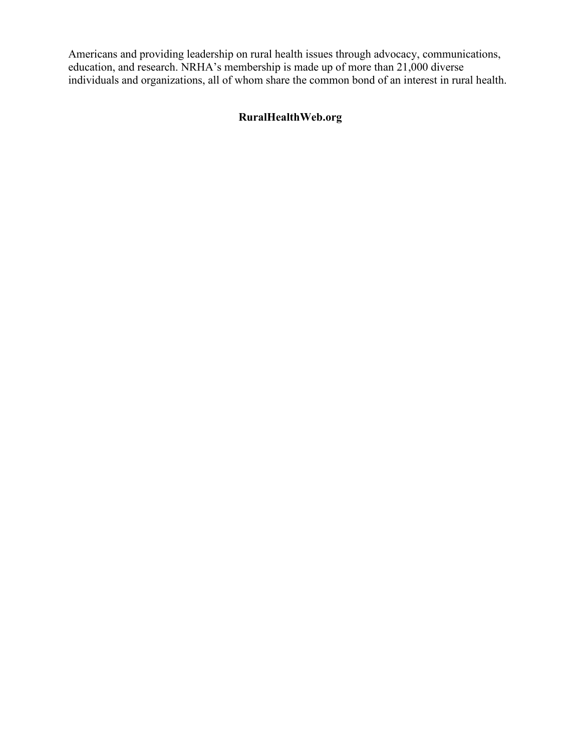Americans and providing leadership on rural health issues through advocacy, communications, education, and research. NRHA's membership is made up of more than 21,000 diverse individuals and organizations, all of whom share the common bond of an interest in rural health.

**RuralHealthWeb.org**